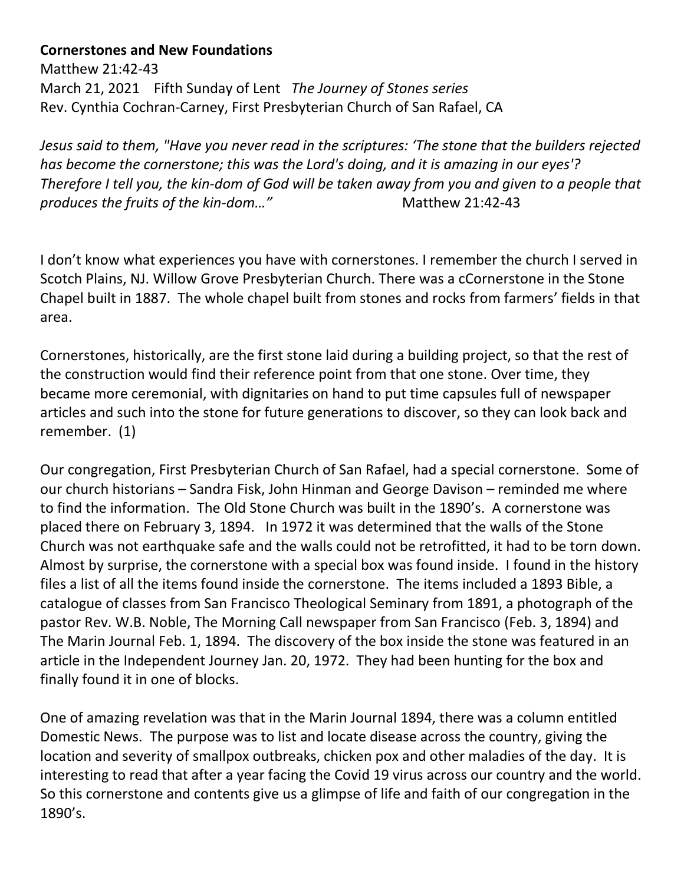**Cornerstones and New Foundations**

Matthew 21:42-43

March 21, 2021 Fifth Sunday of Lent *The Journey of Stones series*

Rev. Cynthia Cochran-Carney, First Presbyterian Church of San Rafael, CA

*Jesus said to them, "Have you never read in the scriptures: 'The stone that the builders rejected has become the cornerstone; this was the Lord's doing, and it is amazing in our eyes'? Therefore I tell you, the kin-dom of God will be taken away from you and given to a people that produces the fruits of the kin-dom…"* Matthew 21:42-43

I don't know what experiences you have with cornerstones. I remember the church I served in Scotch Plains, NJ. Willow Grove Presbyterian Church. There was a cCornerstone in the Stone Chapel built in 1887. The whole chapel built from stones and rocks from farmers' fields in that area.

Cornerstones, historically, are the first stone laid during a building project, so that the rest of the construction would find their reference point from that one stone. Over time, they became more ceremonial, with dignitaries on hand to put time capsules full of newspaper articles and such into the stone for future generations to discover, so they can look back and remember. (1)

Our congregation, First Presbyterian Church of San Rafael, had a special cornerstone. Some of our church historians – Sandra Fisk, John Hinman and George Davison – reminded me where to find the information. The Old Stone Church was built in the 1890's. A cornerstone was placed there on February 3, 1894. In 1972 it was determined that the walls of the Stone Church was not earthquake safe and the walls could not be retrofitted, it had to be torn down. Almost by surprise, the cornerstone with a special box was found inside. I found in the history files a list of all the items found inside the cornerstone. The items included a 1893 Bible, a catalogue of classes from San Francisco Theological Seminary from 1891, a photograph of the pastor Rev. W.B. Noble, The Morning Call newspaper from San Francisco (Feb. 3, 1894) and The Marin Journal Feb. 1, 1894. The discovery of the box inside the stone was featured in an article in the Independent Journey Jan. 20, 1972. They had been hunting for the box and finally found it in one of blocks.

One of amazing revelation was that in the Marin Journal 1894, there was a column entitled Domestic News. The purpose was to list and locate disease across the country, giving the location and severity of smallpox outbreaks, chicken pox and other maladies of the day. It is interesting to read that after a year facing the Covid 19 virus across our country and the world. So this cornerstone and contents give us a glimpse of life and faith of our congregation in the 1890's.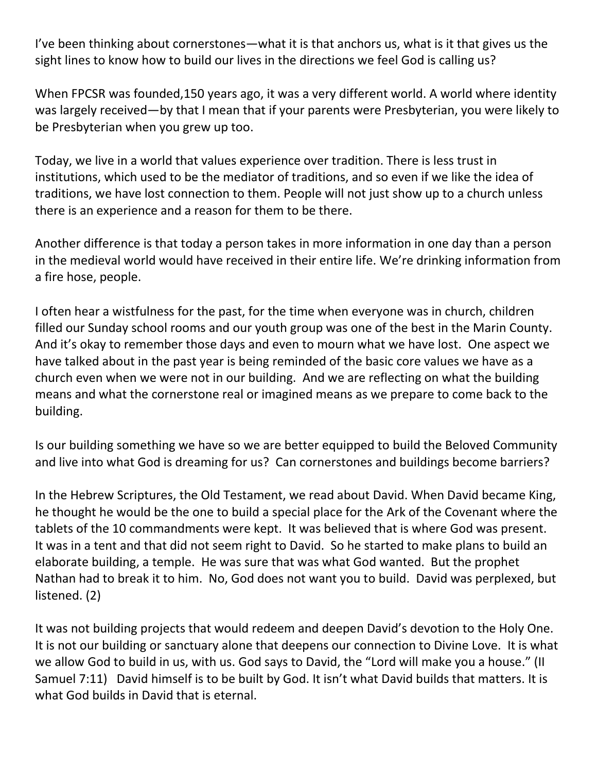I've been thinking about cornerstones—what it is that anchors us, what is it that gives us the sight lines to know how to build our lives in the directions we feel God is calling us?

When FPCSR was founded,150 years ago, it was a very different world. A world where identity was largely received—by that I mean that if your parents were Presbyterian, you were likely to be Presbyterian when you grew up too.

Today, we live in a world that values experience over tradition. There is less trust in institutions, which used to be the mediator of traditions, and so even if we like the idea of traditions, we have lost connection to them. People will not just show up to a church unless there is an experience and a reason for them to be there.

Another difference is that today a person takes in more information in one day than a person in the medieval world would have received in their entire life. We're drinking information from a fire hose, people.

I often hear a wistfulness for the past, for the time when everyone was in church, children filled our Sunday school rooms and our youth group was one of the best in the Marin County. And it's okay to remember those days and even to mourn what we have lost. One aspect we have talked about in the past year is being reminded of the basic core values we have as a church even when we were not in our building. And we are reflecting on what the building means and what the cornerstone real or imagined means as we prepare to come back to the building.

Is our building something we have so we are better equipped to build the Beloved Community and live into what God is dreaming for us? Can cornerstones and buildings become barriers?

In the Hebrew Scriptures, the Old Testament, we read about David. When David became King, he thought he would be the one to build a special place for the Ark of the Covenant where the tablets of the 10 commandments were kept. It was believed that is where God was present. It was in a tent and that did not seem right to David. So he started to make plans to build an elaborate building, a temple. He was sure that was what God wanted. But the prophet Nathan had to break it to him. No, God does not want you to build. David was perplexed, but listened. (2)

It was not building projects that would redeem and deepen David's devotion to the Holy One. It is not our building or sanctuary alone that deepens our connection to Divine Love. It is what we allow God to build in us, with us. God says to David, the "Lord will make you a house." (II Samuel 7:11) David himself is to be built by God. It isn't what David builds that matters. It is what God builds in David that is eternal.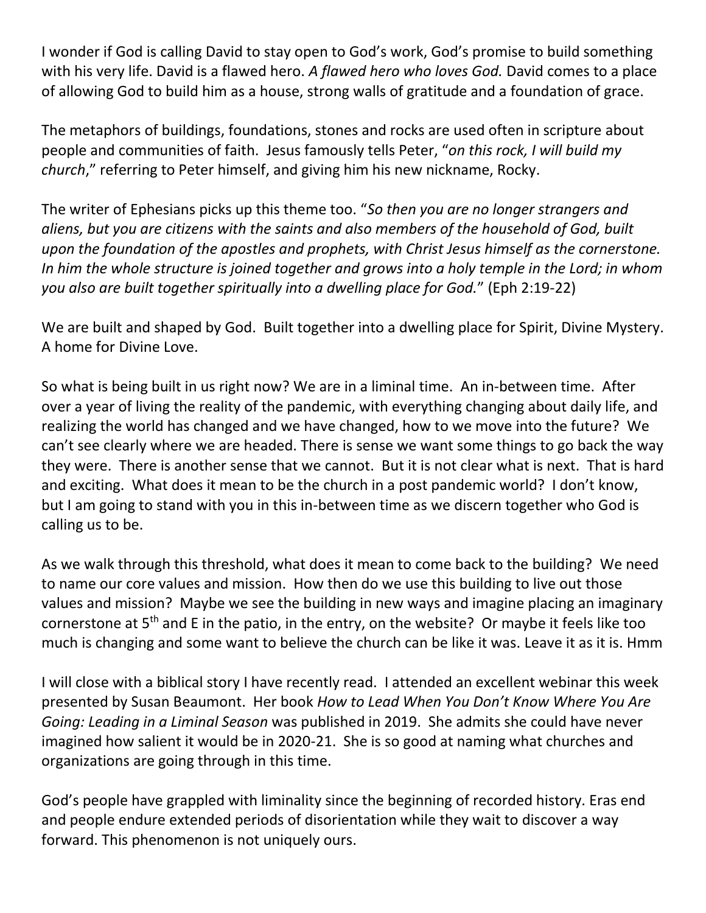I wonder if God is calling David to stay open to God's work, God's promise to build something with his very life. David is a flawed hero. *A flawed hero who loves God.* David comes to a place of allowing God to build him as a house, strong walls of gratitude and a foundation of grace.

The metaphors of buildings, foundations, stones and rocks are used often in scripture about people and communities of faith. Jesus famously tells Peter, "*on this rock, I will build my church*," referring to Peter himself, and giving him his new nickname, Rocky.

The writer of Ephesians picks up this theme too. "*So then you are no longer strangers and aliens, but you are citizens with the saints and also members of the household of God, built upon the foundation of the apostles and prophets, with Christ Jesus himself as the cornerstone. In him the whole structure is joined together and grows into a holy temple in the Lord; in whom you also are built together spiritually into a dwelling place for God.*" (Eph 2:19-22)

We are built and shaped by God. Built together into a dwelling place for Spirit, Divine Mystery. A home for Divine Love.

So what is being built in us right now? We are in a liminal time. An in-between time. After over a year of living the reality of the pandemic, with everything changing about daily life, and realizing the world has changed and we have changed, how to we move into the future? We can't see clearly where we are headed. There is sense we want some things to go back the way they were. There is another sense that we cannot. But it is not clear what is next. That is hard and exciting. What does it mean to be the church in a post pandemic world? I don't know, but I am going to stand with you in this in-between time as we discern together who God is calling us to be.

As we walk through this threshold, what does it mean to come back to the building? We need to name our core values and mission. How then do we use this building to live out those values and mission? Maybe we see the building in new ways and imagine placing an imaginary cornerstone at 5th and E in the patio, in the entry, on the website? Or maybe it feels like too much is changing and some want to believe the church can be like it was. Leave it as it is. Hmm

I will close with a biblical story I have recently read. I attended an excellent webinar this week presented by Susan Beaumont. Her book *How to Lead When You Don't Know Where You Are Going: Leading in a Liminal Season* was published in 2019. She admits she could have never imagined how salient it would be in 2020-21. She is so good at naming what churches and organizations are going through in this time.

God's people have grappled with liminality since the beginning of recorded history. Eras end and people endure extended periods of disorientation while they wait to discover a way forward. This phenomenon is not uniquely ours.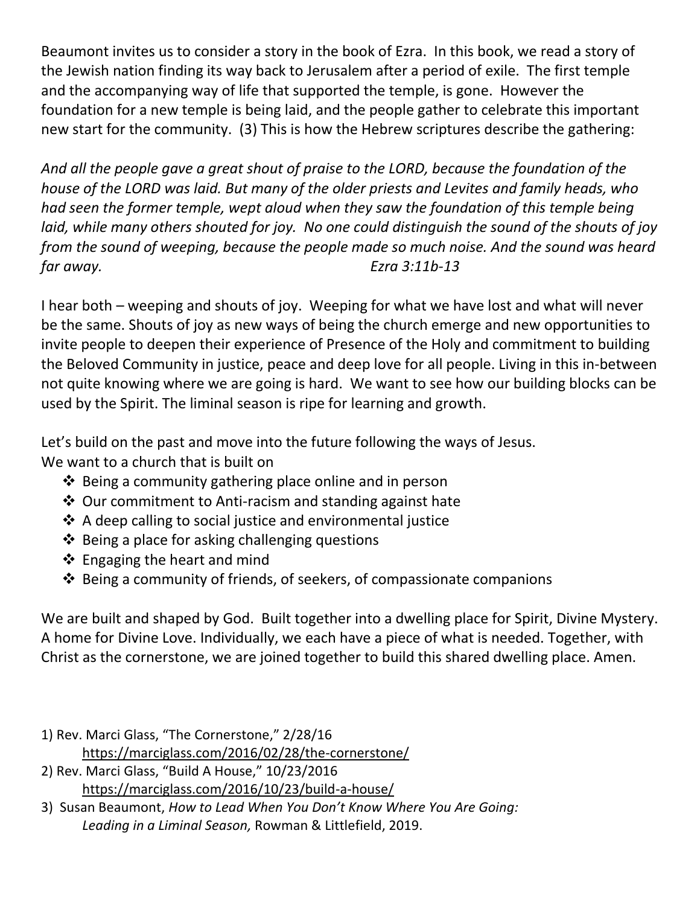Beaumont invites us to consider a story in the book of Ezra. In this book, we read a story of the Jewish nation finding its way back to Jerusalem after a period of exile. The first temple and the accompanying way of life that supported the temple, is gone. However the foundation for a new temple is being laid, and the people gather to celebrate this important new start for the community. (3) This is how the Hebrew scriptures describe the gathering:

*And all the people gave a great shout of praise to the LORD, because the foundation of the house of the LORD was laid. But many of the older priests and Levites and family heads, who had seen the former temple, wept aloud when they saw the foundation of this temple being laid, while many others shouted for joy. No one could distinguish the sound of the shouts of joy from the sound of weeping, because the people made so much noise. And the sound was heard far away.* *Ezra 3:11b-13*

I hear both – weeping and shouts of joy. Weeping for what we have lost and what will never be the same. Shouts of joy as new ways of being the church emerge and new opportunities to invite people to deepen their experience of Presence of the Holy and commitment to building the Beloved Community in justice, peace and deep love for all people. Living in this in-between not quite knowing where we are going is hard. We want to see how our building blocks can be used by the Spirit. The liminal season is ripe for learning and growth.

Let's build on the past and move into the future following the ways of Jesus.
We want to a church that is built on

- Being a community gathering place online and in person
- Our commitment to Anti-racism and standing against hate
- A deep calling to social justice and environmental justice
- Being a place for asking challenging questions
- Engaging the heart and mind
- Being a community of friends, of seekers, of compassionate companions

We are built and shaped by God. Built together into a dwelling place for Spirit, Divine Mystery. A home for Divine Love. Individually, we each have a piece of what is needed. Together, with Christ as the cornerstone, we are joined together to build this shared dwelling place. Amen.

1) Rev. Marci Glass, "The Cornerstone," 2/28/16
   https://marciglass.com/2016/02/28/the-cornerstone/
2) Rev. Marci Glass, "Build A House," 10/23/2016
   https://marciglass.com/2016/10/23/build-a-house/
3) Susan Beaumont, *How to Lead When You Don't Know Where You Are Going: Leading in a Liminal Season,* Rowman & Littlefield, 2019.